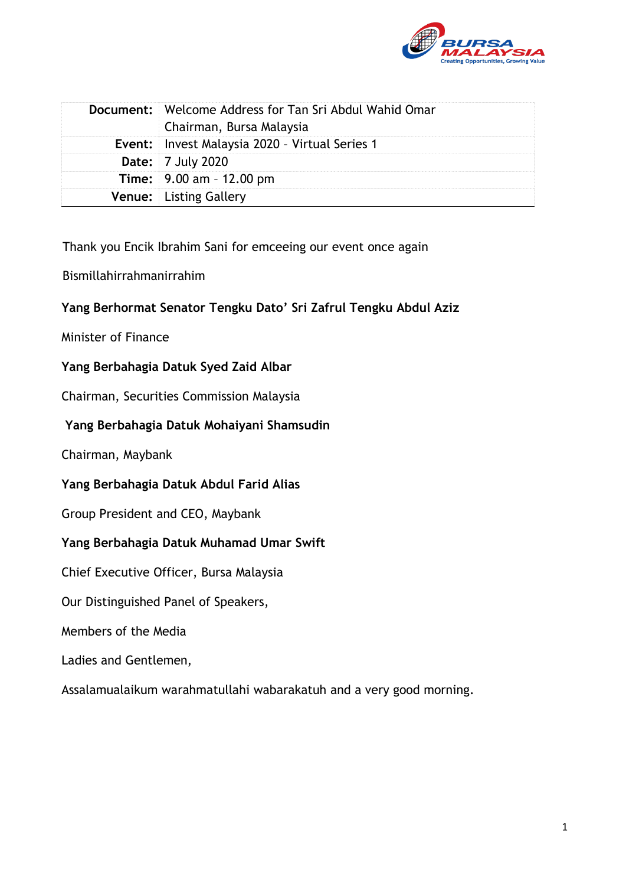| Document: | Welcome Address for Tan Sri Abdul Wahid Omar<br>Chairman, Bursa Malaysia |
|---|---|
| Event: | Invest Malaysia 2020 – Virtual Series 1 |
| Date: | 7 July 2020 |
| Time: | 9.00 am – 12.00 pm |
| Venue: | Listing Gallery |

Thank you Encik Ibrahim Sani for emceeing our event once again

Bismillahirrahmanirrahim

**Yang Berhormat Senator Tengku Dato' Sri Zafrul Tengku Abdul Aziz**

Minister of Finance

**Yang Berbahagia Datuk Syed Zaid Albar**

Chairman, Securities Commission Malaysia

**Yang Berbahagia Datuk Mohaiyani Shamsudin**

Chairman, Maybank

**Yang Berbahagia Datuk Abdul Farid Alias**

Group President and CEO, Maybank

**Yang Berbahagia Datuk Muhamad Umar Swift**

Chief Executive Officer, Bursa Malaysia

Our Distinguished Panel of Speakers,

Members of the Media

Ladies and Gentlemen,

Assalamualaikum warahmatullahi wabarakatuh and a very good morning.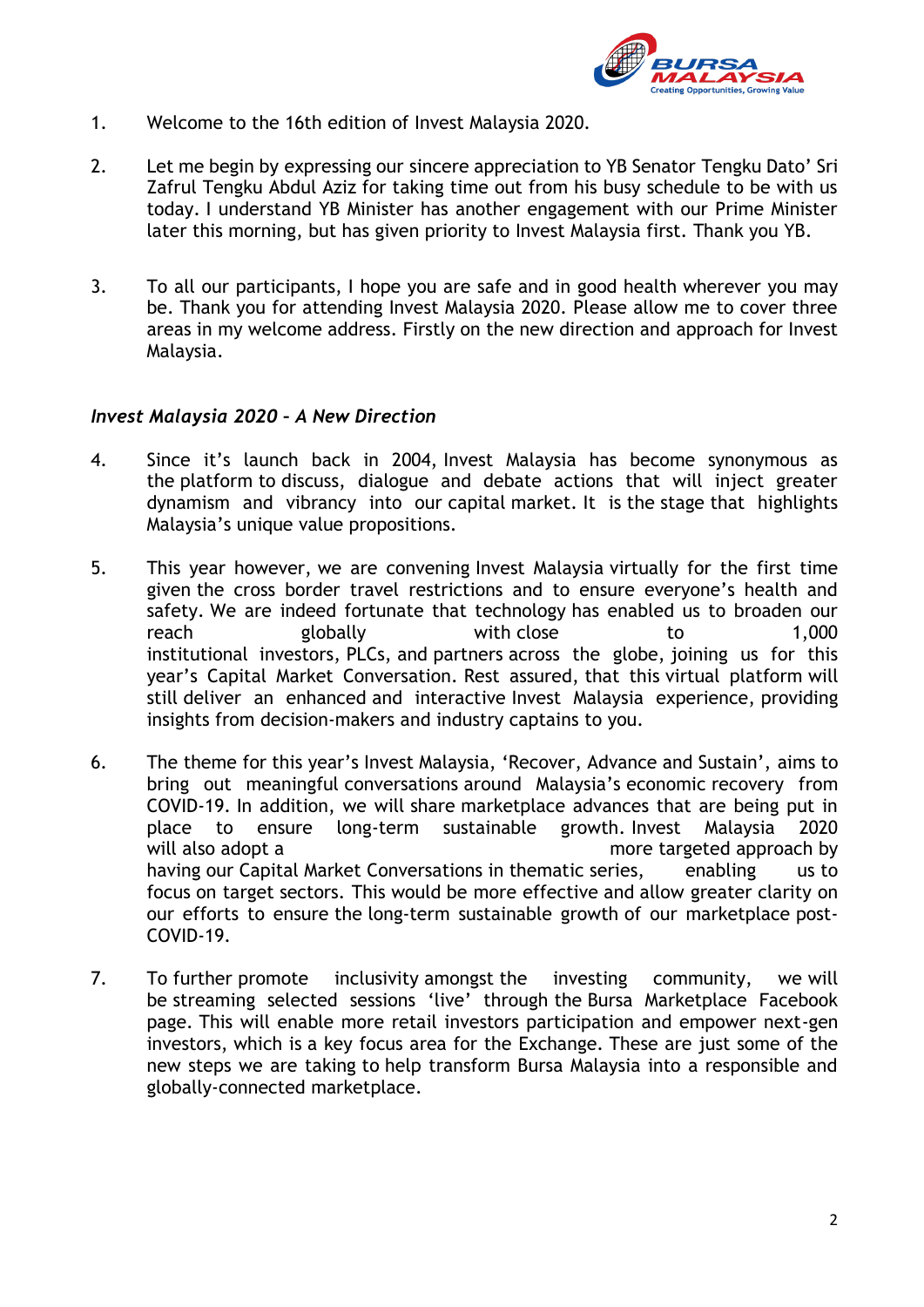1. Welcome to the 16th edition of Invest Malaysia 2020.

2. Let me begin by expressing our sincere appreciation to YB Senator Tengku Dato' Sri Zafrul Tengku Abdul Aziz for taking time out from his busy schedule to be with us today. I understand YB Minister has another engagement with our Prime Minister later this morning, but has given priority to Invest Malaysia first. Thank you YB.

3. To all our participants, I hope you are safe and in good health wherever you may be. Thank you for attending Invest Malaysia 2020. Please allow me to cover three areas in my welcome address. Firstly on the new direction and approach for Invest Malaysia.

*Invest Malaysia 2020 – A New Direction*

4. Since it's launch back in 2004, Invest Malaysia has become synonymous as the platform to discuss, dialogue and debate actions that will inject greater dynamism and vibrancy into our capital market. It is the stage that highlights Malaysia's unique value propositions.

5. This year however, we are convening Invest Malaysia virtually for the first time given the cross border travel restrictions and to ensure everyone's health and safety. We are indeed fortunate that technology has enabled us to broaden our reach globally with close to 1,000 institutional investors, PLCs, and partners across the globe, joining us for this year's Capital Market Conversation. Rest assured, that this virtual platform will still deliver an enhanced and interactive Invest Malaysia experience, providing insights from decision-makers and industry captains to you.

6. The theme for this year's Invest Malaysia, 'Recover, Advance and Sustain', aims to bring out meaningful conversations around Malaysia's economic recovery from COVID-19. In addition, we will share marketplace advances that are being put in place to ensure long-term sustainable growth. Invest Malaysia 2020 will also adopt a more targeted approach by having our Capital Market Conversations in thematic series, enabling us to focus on target sectors. This would be more effective and allow greater clarity on our efforts to ensure the long-term sustainable growth of our marketplace post-COVID-19.

7. To further promote inclusivity amongst the investing community, we will be streaming selected sessions 'live' through the Bursa Marketplace Facebook page. This will enable more retail investors participation and empower next-gen investors, which is a key focus area for the Exchange. These are just some of the new steps we are taking to help transform Bursa Malaysia into a responsible and globally-connected marketplace.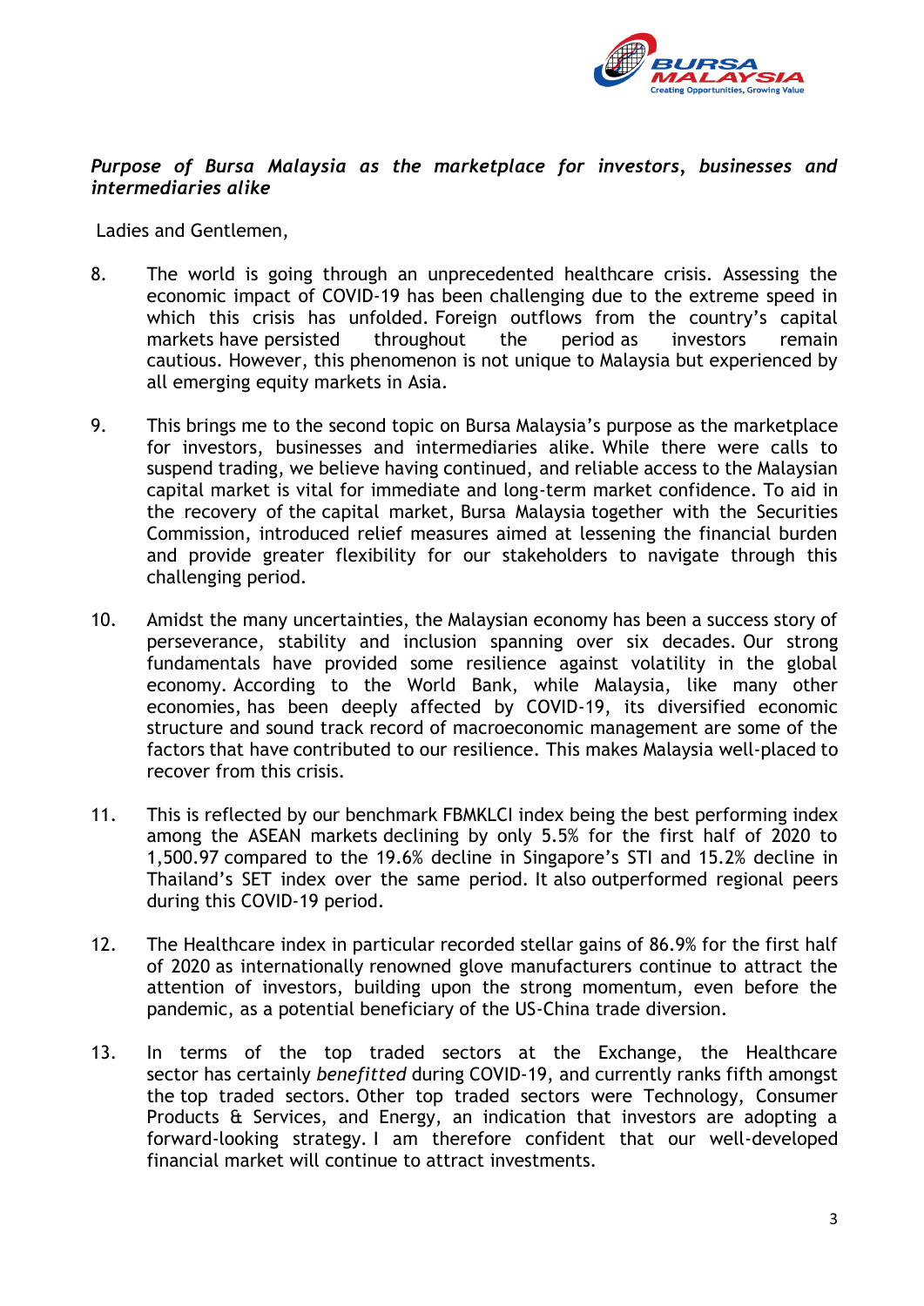***Purpose of Bursa Malaysia as the marketplace for investors, businesses and intermediaries alike***

Ladies and Gentlemen,

8. The world is going through an unprecedented healthcare crisis. Assessing the economic impact of COVID-19 has been challenging due to the extreme speed in which this crisis has unfolded. Foreign outflows from the country's capital markets have persisted throughout the period as investors remain cautious. However, this phenomenon is not unique to Malaysia but experienced by all emerging equity markets in Asia.

9. This brings me to the second topic on Bursa Malaysia's purpose as the marketplace for investors, businesses and intermediaries alike. While there were calls to suspend trading, we believe having continued, and reliable access to the Malaysian capital market is vital for immediate and long-term market confidence. To aid in the recovery of the capital market, Bursa Malaysia together with the Securities Commission, introduced relief measures aimed at lessening the financial burden and provide greater flexibility for our stakeholders to navigate through this challenging period.

10. Amidst the many uncertainties, the Malaysian economy has been a success story of perseverance, stability and inclusion spanning over six decades. Our strong fundamentals have provided some resilience against volatility in the global economy. According to the World Bank, while Malaysia, like many other economies, has been deeply affected by COVID-19, its diversified economic structure and sound track record of macroeconomic management are some of the factors that have contributed to our resilience. This makes Malaysia well-placed to recover from this crisis.

11. This is reflected by our benchmark FBMKLCI index being the best performing index among the ASEAN markets declining by only 5.5% for the first half of 2020 to 1,500.97 compared to the 19.6% decline in Singapore's STI and 15.2% decline in Thailand's SET index over the same period. It also outperformed regional peers during this COVID-19 period.

12. The Healthcare index in particular recorded stellar gains of 86.9% for the first half of 2020 as internationally renowned glove manufacturers continue to attract the attention of investors, building upon the strong momentum, even before the pandemic, as a potential beneficiary of the US-China trade diversion.

13. In terms of the top traded sectors at the Exchange, the Healthcare sector has certainly *benefitted* during COVID-19, and currently ranks fifth amongst the top traded sectors. Other top traded sectors were Technology, Consumer Products & Services, and Energy, an indication that investors are adopting a forward-looking strategy. I am therefore confident that our well-developed financial market will continue to attract investments.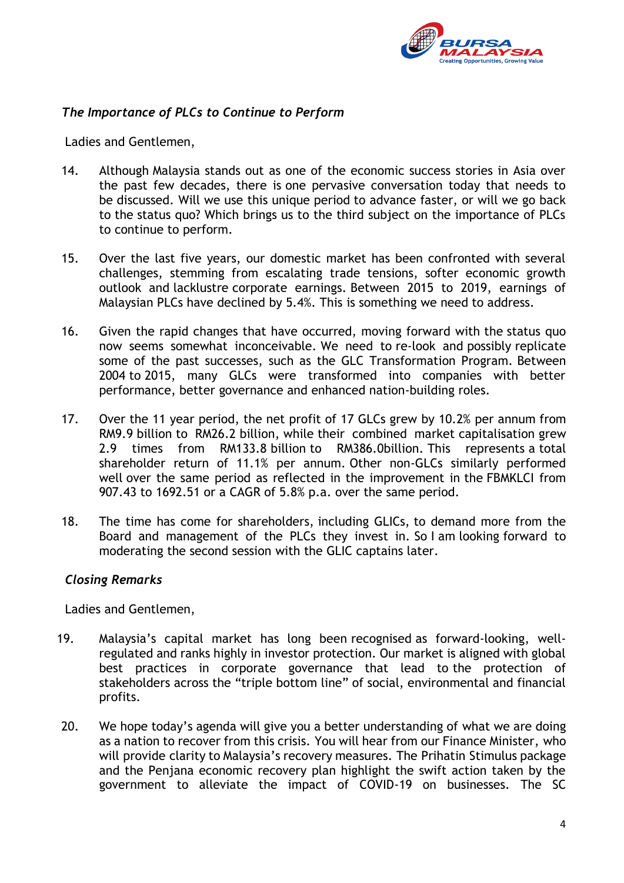### *The Importance of PLCs to Continue to Perform*

Ladies and Gentlemen,

14. Although Malaysia stands out as one of the economic success stories in Asia over the past few decades, there is one pervasive conversation today that needs to be discussed. Will we use this unique period to advance faster, or will we go back to the status quo? Which brings us to the third subject on the importance of PLCs to continue to perform.

15. Over the last five years, our domestic market has been confronted with several challenges, stemming from escalating trade tensions, softer economic growth outlook and lacklustre corporate earnings. Between 2015 to 2019, earnings of Malaysian PLCs have declined by 5.4%. This is something we need to address.

16. Given the rapid changes that have occurred, moving forward with the status quo now seems somewhat inconceivable. We need to re-look and possibly replicate some of the past successes, such as the GLC Transformation Program. Between 2004 to 2015, many GLCs were transformed into companies with better performance, better governance and enhanced nation-building roles.

17. Over the 11 year period, the net profit of 17 GLCs grew by 10.2% per annum from RM9.9 billion to RM26.2 billion, while their combined market capitalisation grew 2.9 times from RM133.8 billion to RM386.0billion. This represents a total shareholder return of 11.1% per annum. Other non-GLCs similarly performed well over the same period as reflected in the improvement in the FBMKLCI from 907.43 to 1692.51 or a CAGR of 5.8% p.a. over the same period.

18. The time has come for shareholders, including GLICs, to demand more from the Board and management of the PLCs they invest in. So I am looking forward to moderating the second session with the GLIC captains later.

### *Closing Remarks*

Ladies and Gentlemen,

19. Malaysia's capital market has long been recognised as forward-looking, well-regulated and ranks highly in investor protection. Our market is aligned with global best practices in corporate governance that lead to the protection of stakeholders across the "triple bottom line" of social, environmental and financial profits.

20. We hope today's agenda will give you a better understanding of what we are doing as a nation to recover from this crisis. You will hear from our Finance Minister, who will provide clarity to Malaysia's recovery measures. The Prihatin Stimulus package and the Penjana economic recovery plan highlight the swift action taken by the government to alleviate the impact of COVID-19 on businesses. The SC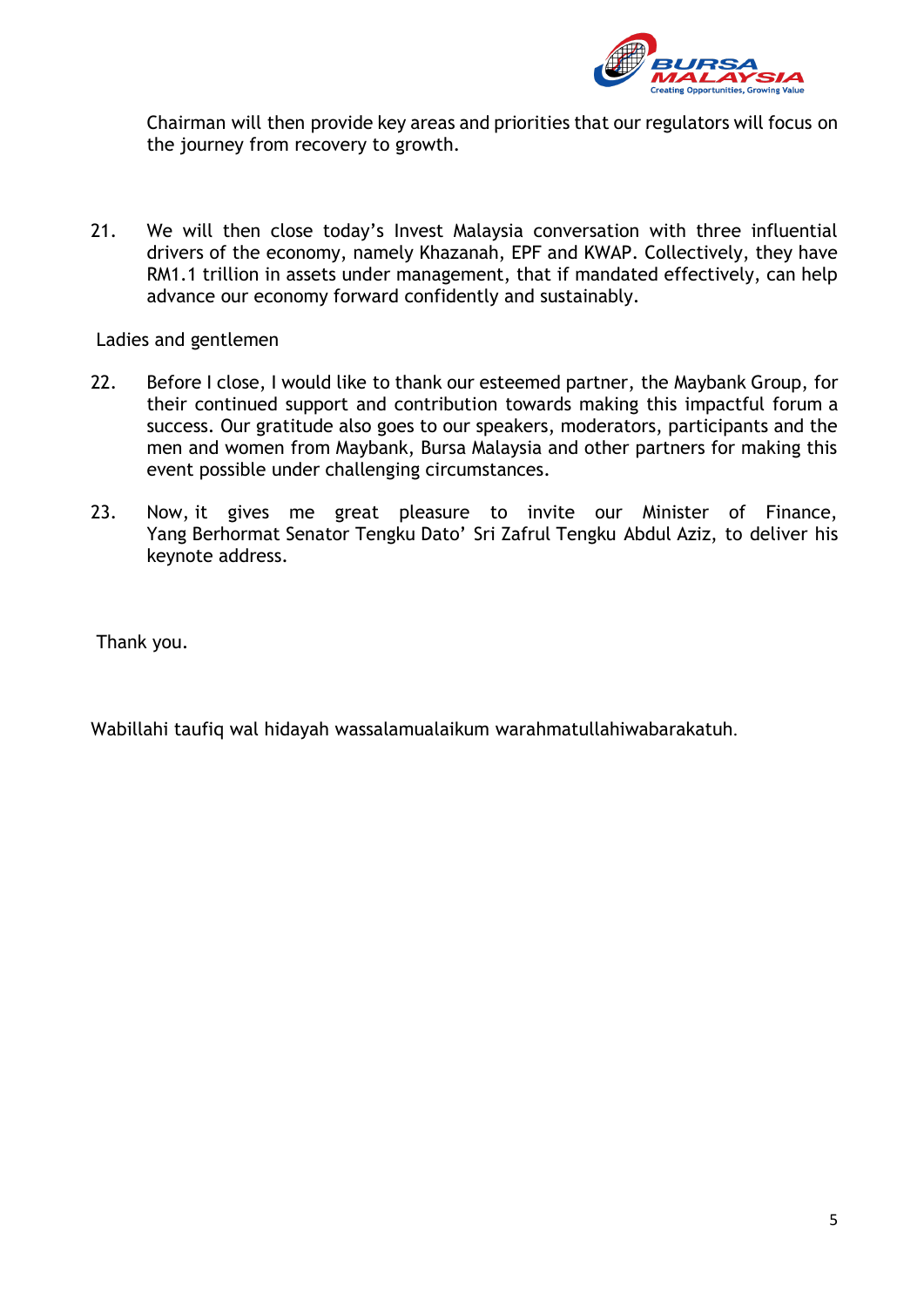Chairman will then provide key areas and priorities that our regulators will focus on the journey from recovery to growth.

21. We will then close today's Invest Malaysia conversation with three influential drivers of the economy, namely Khazanah, EPF and KWAP. Collectively, they have RM1.1 trillion in assets under management, that if mandated effectively, can help advance our economy forward confidently and sustainably.

Ladies and gentlemen

22. Before I close, I would like to thank our esteemed partner, the Maybank Group, for their continued support and contribution towards making this impactful forum a success. Our gratitude also goes to our speakers, moderators, participants and the men and women from Maybank, Bursa Malaysia and other partners for making this event possible under challenging circumstances.

23. Now, it gives me great pleasure to invite our Minister of Finance, Yang Berhormat Senator Tengku Dato' Sri Zafrul Tengku Abdul Aziz, to deliver his keynote address.

Thank you.

Wabillahi taufiq wal hidayah wassalamualaikum warahmatullahiwabarakatuh.